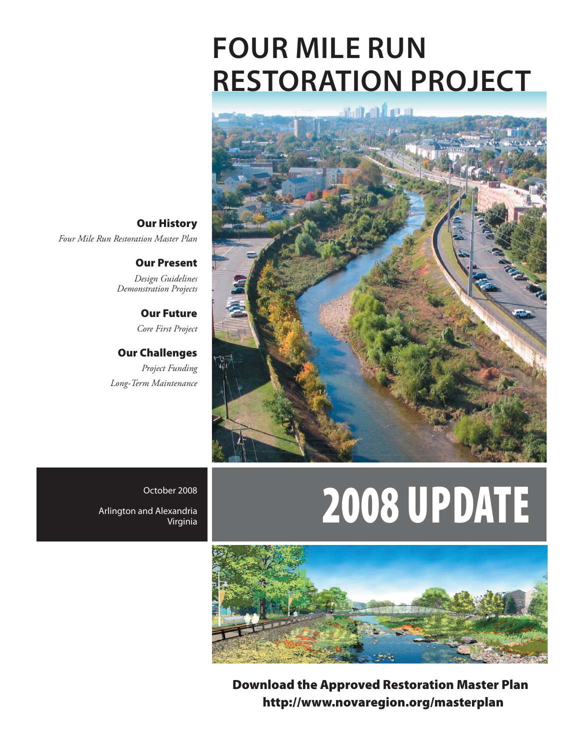# FOUR MILE RUN RESTORATION PROJECT

**Our History**

*Four Mile Run Restoration Master Plan*

**Our Present**

*Design Guidelines*
*Demonstration Projects*

**Our Future**

*Core First Project*

**Our Challenges**

*Project Funding*
*Long-Term Maintenance*

October 2008

Arlington and Alexandria Virginia

# 2008 UPDATE

**Download the Approved Restoration Master Plan**
**http://www.novaregion.org/masterplan**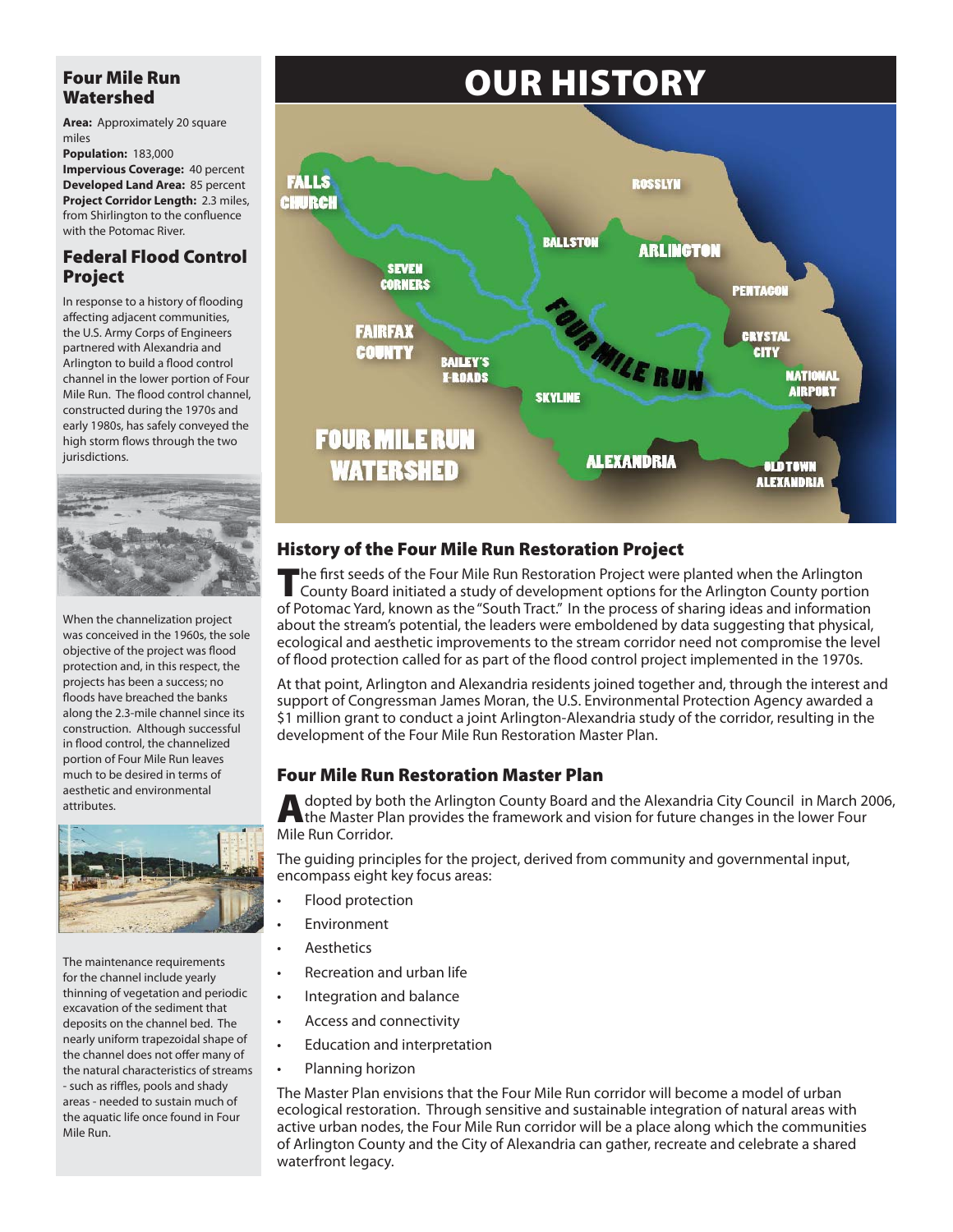# OUR HISTORY

## Four Mile Run Watershed

**Area:** Approximately 20 square miles
**Population:** 183,000
**Impervious Coverage:** 40 percent
**Developed Land Area:** 85 percent
**Project Corridor Length:** 2.3 miles, from Shirlington to the confluence with the Potomac River.

## Federal Flood Control Project

In response to a history of flooding affecting adjacent communities, the U.S. Army Corps of Engineers partnered with Alexandria and Arlington to build a flood control channel in the lower portion of Four Mile Run. The flood control channel, constructed during the 1970s and early 1980s, has safely conveyed the high storm flows through the two jurisdictions.

When the channelization project was conceived in the 1960s, the sole objective of the project was flood protection and, in this respect, the projects has been a success; no floods have breached the banks along the 2.3-mile channel since its construction. Although successful in flood control, the channelized portion of Four Mile Run leaves much to be desired in terms of aesthetic and environmental attributes.

The maintenance requirements for the channel include yearly thinning of vegetation and periodic excavation of the sediment that deposits on the channel bed. The nearly uniform trapezoidal shape of the channel does not offer many of the natural characteristics of streams - such as riffles, pools and shady areas - needed to sustain much of the aquatic life once found in Four Mile Run.

## History of the Four Mile Run Restoration Project

The first seeds of the Four Mile Run Restoration Project were planted when the Arlington County Board initiated a study of development options for the Arlington County portion of Potomac Yard, known as the "South Tract." In the process of sharing ideas and information about the stream's potential, the leaders were emboldened by data suggesting that physical, ecological and aesthetic improvements to the stream corridor need not compromise the level of flood protection called for as part of the flood control project implemented in the 1970s.

At that point, Arlington and Alexandria residents joined together and, through the interest and support of Congressman James Moran, the U.S. Environmental Protection Agency awarded a $1 million grant to conduct a joint Arlington-Alexandria study of the corridor, resulting in the development of the Four Mile Run Restoration Master Plan.

## Four Mile Run Restoration Master Plan

Adopted by both the Arlington County Board and the Alexandria City Council in March 2006, the Master Plan provides the framework and vision for future changes in the lower Four Mile Run Corridor.

The guiding principles for the project, derived from community and governmental input, encompass eight key focus areas:

- Flood protection
- Environment
- Aesthetics
- Recreation and urban life
- Integration and balance
- Access and connectivity
- Education and interpretation
- Planning horizon

The Master Plan envisions that the Four Mile Run corridor will become a model of urban ecological restoration. Through sensitive and sustainable integration of natural areas with active urban nodes, the Four Mile Run corridor will be a place along which the communities of Arlington County and the City of Alexandria can gather, recreate and celebrate a shared waterfront legacy.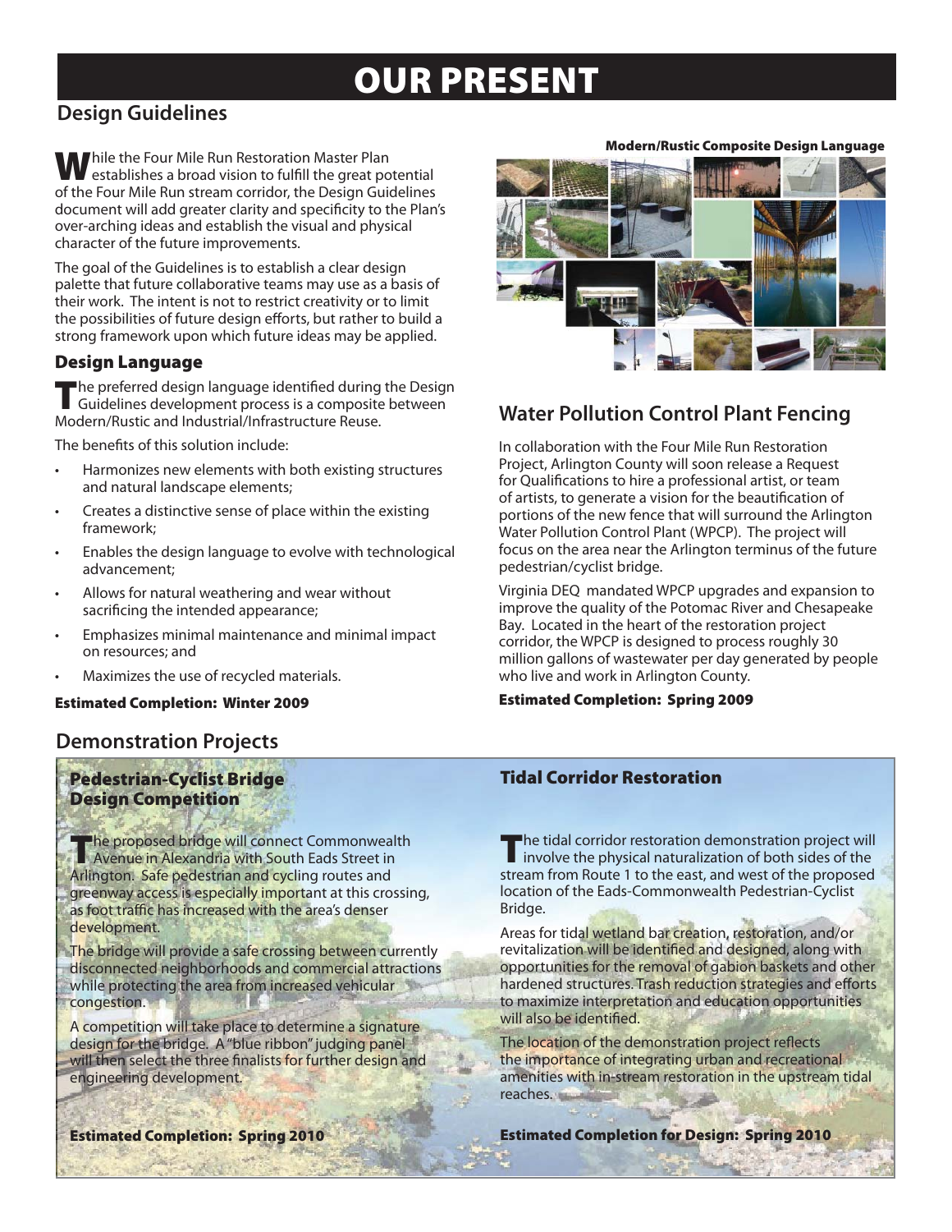# OUR PRESENT

## Design Guidelines

While the Four Mile Run Restoration Master Plan establishes a broad vision to fulfill the great potential of the Four Mile Run stream corridor, the Design Guidelines document will add greater clarity and specificity to the Plan's over-arching ideas and establish the visual and physical character of the future improvements.

The goal of the Guidelines is to establish a clear design palette that future collaborative teams may use as a basis of their work. The intent is not to restrict creativity or to limit the possibilities of future design efforts, but rather to build a strong framework upon which future ideas may be applied.

### Design Language

The preferred design language identified during the Design Guidelines development process is a composite between Modern/Rustic and Industrial/Infrastructure Reuse.

The benefits of this solution include:

- Harmonizes new elements with both existing structures and natural landscape elements;
- Creates a distinctive sense of place within the existing framework;
- Enables the design language to evolve with technological advancement;
- Allows for natural weathering and wear without sacrificing the intended appearance;
- Emphasizes minimal maintenance and minimal impact on resources; and
- Maximizes the use of recycled materials.

**Estimated Completion: Winter 2009**

**Modern/Rustic Composite Design Language**

## Water Pollution Control Plant Fencing

In collaboration with the Four Mile Run Restoration Project, Arlington County will soon release a Request for Qualifications to hire a professional artist, or team of artists, to generate a vision for the beautification of portions of the new fence that will surround the Arlington Water Pollution Control Plant (WPCP). The project will focus on the area near the Arlington terminus of the future pedestrian/cyclist bridge.

Virginia DEQ mandated WPCP upgrades and expansion to improve the quality of the Potomac River and Chesapeake Bay. Located in the heart of the restoration project corridor, the WPCP is designed to process roughly 30 million gallons of wastewater per day generated by people who live and work in Arlington County.

**Estimated Completion: Spring 2009**

## Demonstration Projects

### Pedestrian-Cyclist Bridge Design Competition

The proposed bridge will connect Commonwealth Avenue in Alexandria with South Eads Street in Arlington. Safe pedestrian and cycling routes and greenway access is especially important at this crossing, as foot traffic has increased with the area's denser development.

The bridge will provide a safe crossing between currently disconnected neighborhoods and commercial attractions while protecting the area from increased vehicular congestion.

A competition will take place to determine a signature design for the bridge. A "blue ribbon" judging panel will then select the three finalists for further design and engineering development.

**Estimated Completion: Spring 2010**

### Tidal Corridor Restoration

The tidal corridor restoration demonstration project will involve the physical naturalization of both sides of the stream from Route 1 to the east, and west of the proposed location of the Eads-Commonwealth Pedestrian-Cyclist Bridge.

Areas for tidal wetland bar creation, restoration, and/or revitalization will be identified and designed, along with opportunities for the removal of gabion baskets and other hardened structures. Trash reduction strategies and efforts to maximize interpretation and education opportunities will also be identified.

The location of the demonstration project reflects the importance of integrating urban and recreational amenities with in-stream restoration in the upstream tidal reaches.

**Estimated Completion for Design: Spring 2010**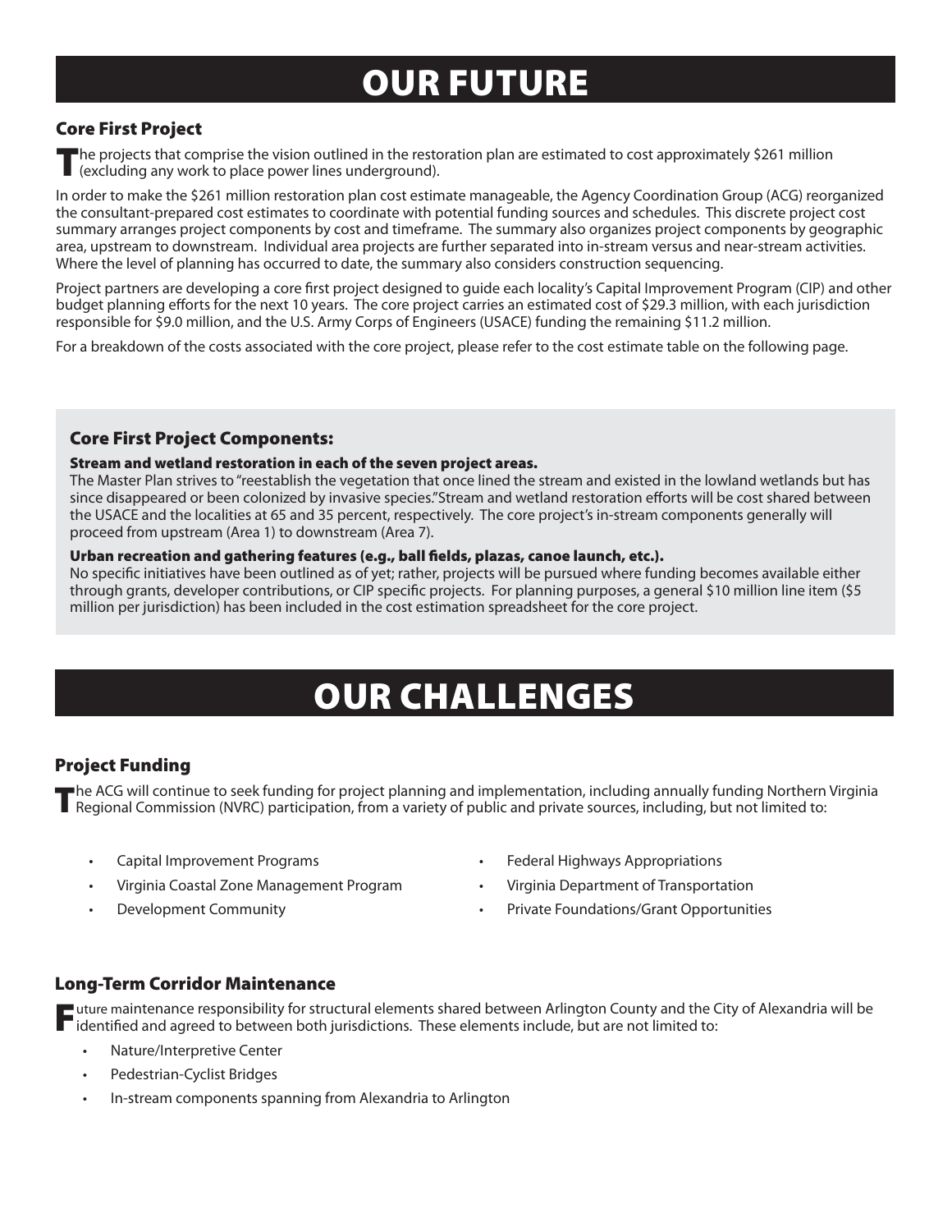# OUR FUTURE

## Core First Project

The projects that comprise the vision outlined in the restoration plan are estimated to cost approximately $261 million (excluding any work to place power lines underground).

In order to make the $261 million restoration plan cost estimate manageable, the Agency Coordination Group (ACG) reorganized the consultant-prepared cost estimates to coordinate with potential funding sources and schedules. This discrete project cost summary arranges project components by cost and timeframe. The summary also organizes project components by geographic area, upstream to downstream. Individual area projects are further separated into in-stream versus and near-stream activities. Where the level of planning has occurred to date, the summary also considers construction sequencing.

Project partners are developing a core first project designed to guide each locality's Capital Improvement Program (CIP) and other budget planning efforts for the next 10 years. The core project carries an estimated cost of $29.3 million, with each jurisdiction responsible for $9.0 million, and the U.S. Army Corps of Engineers (USACE) funding the remaining $11.2 million.

For a breakdown of the costs associated with the core project, please refer to the cost estimate table on the following page.

### Core First Project Components:

**Stream and wetland restoration in each of the seven project areas.**

The Master Plan strives to "reestablish the vegetation that once lined the stream and existed in the lowland wetlands but has since disappeared or been colonized by invasive species." Stream and wetland restoration efforts will be cost shared between the USACE and the localities at 65 and 35 percent, respectively. The core project's in-stream components generally will proceed from upstream (Area 1) to downstream (Area 7).

**Urban recreation and gathering features (e.g., ball fields, plazas, canoe launch, etc.).**

No specific initiatives have been outlined as of yet; rather, projects will be pursued where funding becomes available either through grants, developer contributions, or CIP specific projects. For planning purposes, a general $10 million line item ($5 million per jurisdiction) has been included in the cost estimation spreadsheet for the core project.

# OUR CHALLENGES

## Project Funding

The ACG will continue to seek funding for project planning and implementation, including annually funding Northern Virginia Regional Commission (NVRC) participation, from a variety of public and private sources, including, but not limited to:

- Capital Improvement Programs
- Virginia Coastal Zone Management Program
- Development Community
- Federal Highways Appropriations
- Virginia Department of Transportation
- Private Foundations/Grant Opportunities

## Long-Term Corridor Maintenance

Future maintenance responsibility for structural elements shared between Arlington County and the City of Alexandria will be identified and agreed to between both jurisdictions. These elements include, but are not limited to:

- Nature/Interpretive Center
- Pedestrian-Cyclist Bridges
- In-stream components spanning from Alexandria to Arlington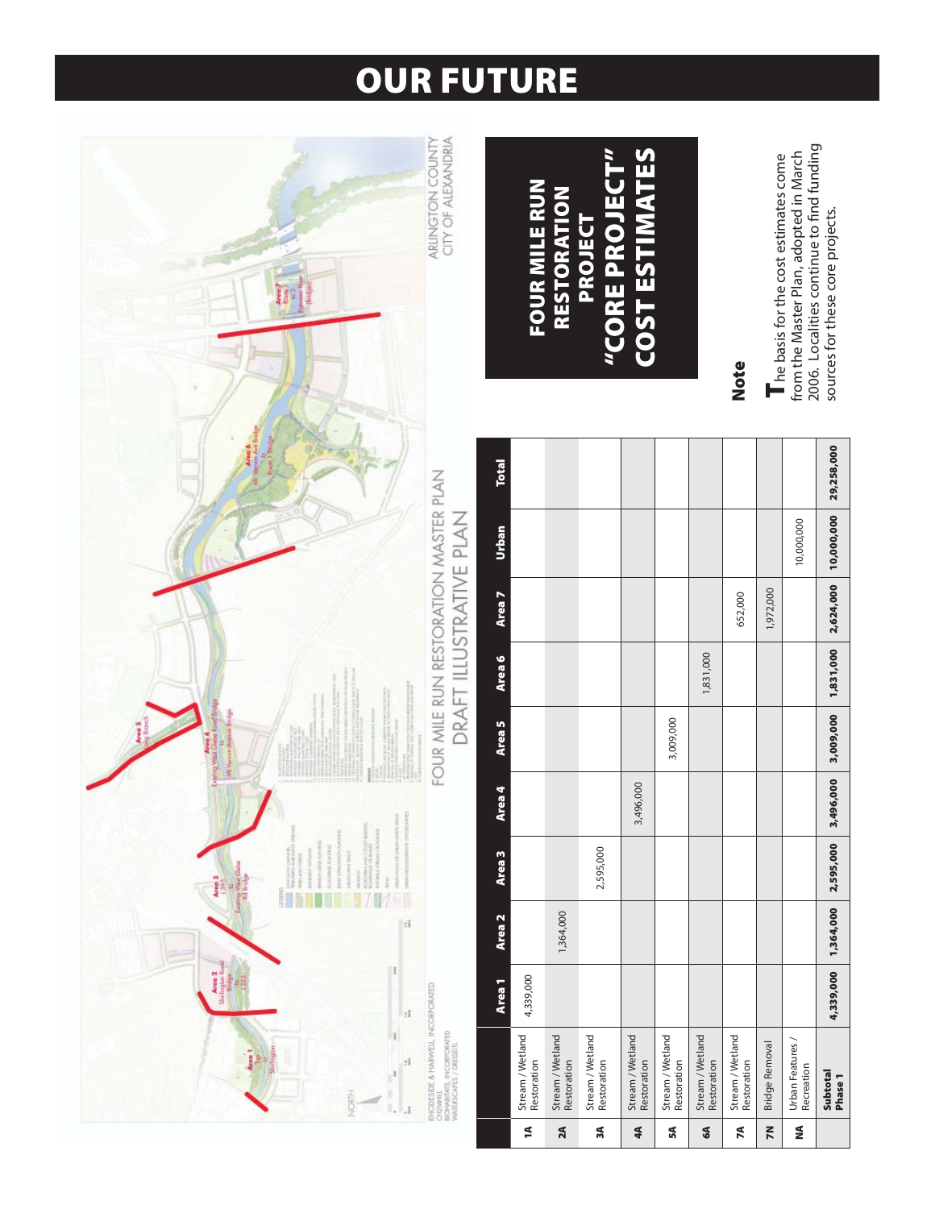# OUR FUTURE

FOUR MILE RUN RESTORATION MASTER PLAN
DRAFT ILLUSTRATIVE PLAN

ARLINGTON COUNTY
CITY OF ALEXANDRIA

## FOUR MILE RUN RESTORATION PROJECT "CORE PROJECT" COST ESTIMATES

| | | Area 1 | Area 2 | Area 3 | Area 4 | Area 5 | Area 6 | Area 7 | Urban | Total |
|---|---|---|---|---|---|---|---|---|---|---|
| 1A | Stream / Wetland Restoration | 4,339,000 | | | | | | | | |
| 2A | Stream / Wetland Restoration | | 1,364,000 | | | | | | | |
| 3A | Stream / Wetland Restoration | | | 2,595,000 | | | | | | |
| 4A | Stream / Wetland Restoration | | | | 3,496,000 | | | | | |
| 5A | Stream / Wetland Restoration | | | | | 3,009,000 | | | | |
| 6A | Stream / Wetland Restoration | | | | | | 1,831,000 | | | |
| 7A | Stream / Wetland Restoration | | | | | | | 652,000 | | |
| 7N | Bridge Removal | | | | | | | 1,972,000 | | |
| NA | Urban Features / Recreation | | | | | | | | 10,000,000 | |
| | **Subtotal Phase 1** | **4,339,000** | **1,364,000** | **2,595,000** | **3,496,000** | **3,009,000** | **1,831,000** | **2,624,000** | **10,000,000** | **29,258,000** |

### Note

The basis for the cost estimates come from the Master Plan, adopted in March 2006. Localities continue to find funding sources for these core projects.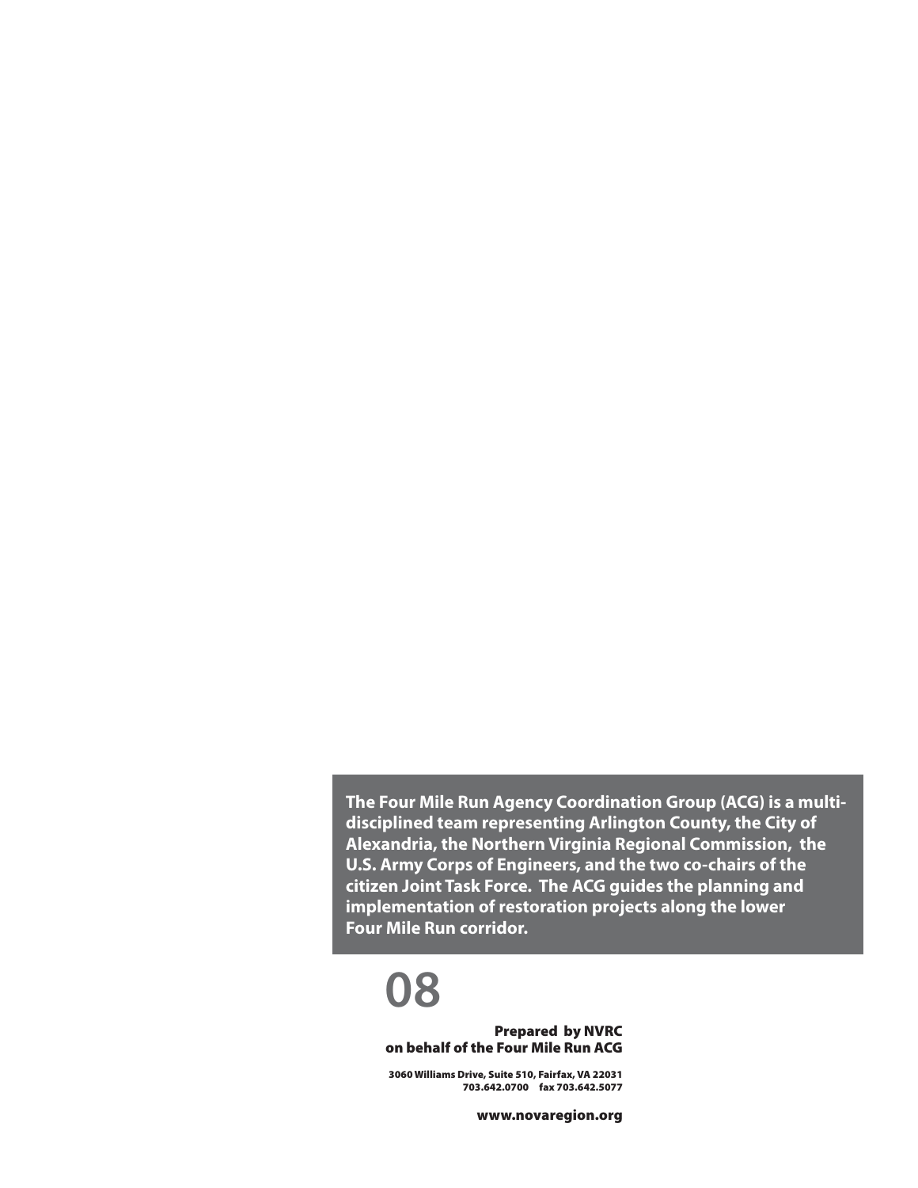**The Four Mile Run Agency Coordination Group (ACG) is a multi-disciplined team representing Arlington County, the City of Alexandria, the Northern Virginia Regional Commission, the U.S. Army Corps of Engineers, and the two co-chairs of the citizen Joint Task Force. The ACG guides the planning and implementation of restoration projects along the lower Four Mile Run corridor.**

# 08

**Prepared by NVRC on behalf of the Four Mile Run ACG**

**3060 Williams Drive, Suite 510, Fairfax, VA 22031**
**703.642.0700 fax 703.642.5077**

**www.novaregion.org**